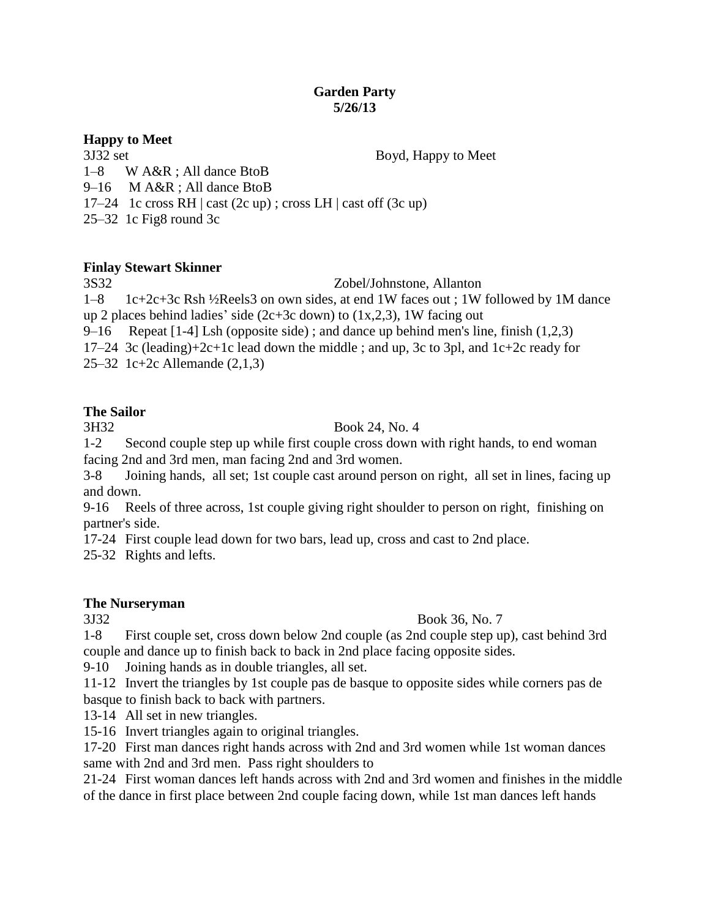# Garden Party
**5/26/13**

**Happy to Meet**

3J32 set Boyd, Happy to Meet

1–8 W A&R ; All dance BtoB

9–16 M A&R ; All dance BtoB

17–24 1c cross RH | cast (2c up) ; cross LH | cast off (3c up)

25–32 1c Fig8 round 3c

**Finlay Stewart Skinner**

3S32 Zobel/Johnstone, Allanton

1–8 1c+2c+3c Rsh ½Reels3 on own sides, at end 1W faces out ; 1W followed by 1M dance up 2 places behind ladies' side (2c+3c down) to (1x,2,3), 1W facing out

9–16 Repeat [1-4] Lsh (opposite side) ; and dance up behind men's line, finish (1,2,3)

17–24 3c (leading)+2c+1c lead down the middle ; and up, 3c to 3pl, and 1c+2c ready for

25–32 1c+2c Allemande (2,1,3)

**The Sailor**

3H32 Book 24, No. 4

1-2 Second couple step up while first couple cross down with right hands, to end woman facing 2nd and 3rd men, man facing 2nd and 3rd women.

3-8 Joining hands, all set; 1st couple cast around person on right, all set in lines, facing up and down.

9-16 Reels of three across, 1st couple giving right shoulder to person on right, finishing on partner's side.

17-24 First couple lead down for two bars, lead up, cross and cast to 2nd place.

25-32 Rights and lefts.

**The Nurseryman**

3J32 Book 36, No. 7

1-8 First couple set, cross down below 2nd couple (as 2nd couple step up), cast behind 3rd couple and dance up to finish back to back in 2nd place facing opposite sides.

9-10 Joining hands as in double triangles, all set.

11-12 Invert the triangles by 1st couple pas de basque to opposite sides while corners pas de basque to finish back to back with partners.

13-14 All set in new triangles.

15-16 Invert triangles again to original triangles.

17-20 First man dances right hands across with 2nd and 3rd women while 1st woman dances same with 2nd and 3rd men. Pass right shoulders to

21-24 First woman dances left hands across with 2nd and 3rd women and finishes in the middle of the dance in first place between 2nd couple facing down, while 1st man dances left hands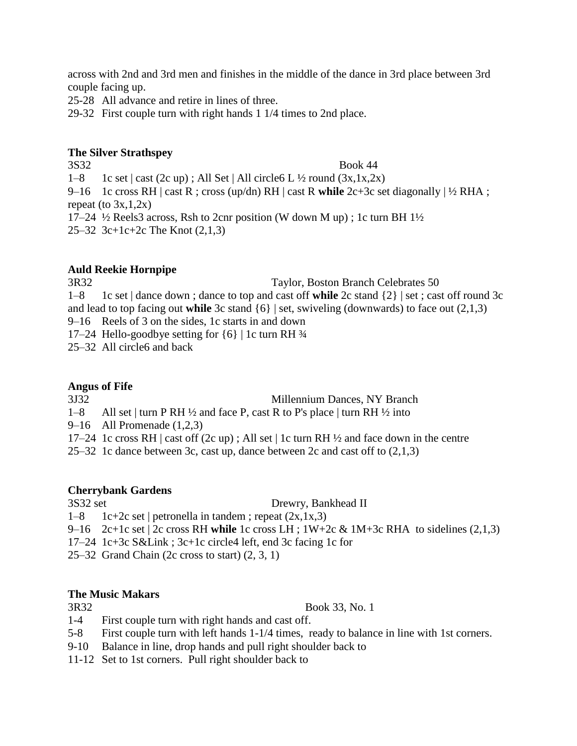across with 2nd and 3rd men and finishes in the middle of the dance in 3rd place between 3rd couple facing up.

25-28  All advance and retire in lines of three.

29-32  First couple turn with right hands 1 1/4 times to 2nd place.

**The Silver Strathspey**

3S32 Book 44

1–8  1c set | cast (2c up) ; All Set | All circle6 L ½ round (3x,1x,2x)

9–16  1c cross RH | cast R ; cross (up/dn) RH | cast R **while** 2c+3c set diagonally | ½ RHA ; repeat (to 3x,1,2x)

17–24  ½ Reels3 across, Rsh to 2cnr position (W down M up) ; 1c turn BH 1½

25–32  3c+1c+2c The Knot (2,1,3)

**Auld Reekie Hornpipe**

3R32 Taylor, Boston Branch Celebrates 50

1–8  1c set | dance down ; dance to top and cast off **while** 2c stand {2} | set ; cast off round 3c and lead to top facing out **while** 3c stand {6} | set, swiveling (downwards) to face out (2,1,3)

9–16  Reels of 3 on the sides, 1c starts in and down

17–24  Hello-goodbye setting for {6} | 1c turn RH ¾

25–32  All circle6 and back

**Angus of Fife**

3J32 Millennium Dances, NY Branch

1–8  All set | turn P RH ½ and face P, cast R to P's place | turn RH ½ into

9–16  All Promenade (1,2,3)

17–24  1c cross RH | cast off (2c up) ; All set | 1c turn RH ½ and face down in the centre

25–32  1c dance between 3c, cast up, dance between 2c and cast off to (2,1,3)

**Cherrybank Gardens**

3S32 set Drewry, Bankhead II

1–8  1c+2c set | petronella in tandem ; repeat (2x,1x,3)

9–16  2c+1c set | 2c cross RH **while** 1c cross LH ; 1W+2c & 1M+3c RHA to sidelines (2,1,3)

17–24  1c+3c S&Link ; 3c+1c circle4 left, end 3c facing 1c for

25–32  Grand Chain (2c cross to start) (2, 3, 1)

**The Music Makars**

3R32 Book 33, No. 1

1-4  First couple turn with right hands and cast off.

5-8  First couple turn with left hands 1-1/4 times, ready to balance in line with 1st corners.

9-10  Balance in line, drop hands and pull right shoulder back to

11-12  Set to 1st corners. Pull right shoulder back to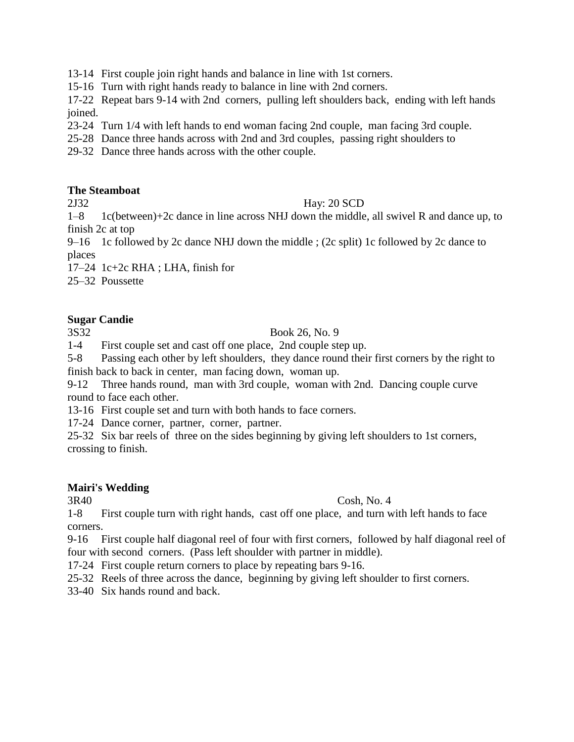13-14 First couple join right hands and balance in line with 1st corners.
15-16 Turn with right hands ready to balance in line with 2nd corners.
17-22 Repeat bars 9-14 with 2nd corners, pulling left shoulders back, ending with left hands joined.
23-24 Turn 1/4 with left hands to end woman facing 2nd couple, man facing 3rd couple.
25-28 Dance three hands across with 2nd and 3rd couples, passing right shoulders to
29-32 Dance three hands across with the other couple.

**The Steamboat**

2J32 Hay: 20 SCD

1–8 1c(between)+2c dance in line across NHJ down the middle, all swivel R and dance up, to finish 2c at top
9–16 1c followed by 2c dance NHJ down the middle ; (2c split) 1c followed by 2c dance to places
17–24 1c+2c RHA ; LHA, finish for
25–32 Poussette

**Sugar Candie**

3S32 Book 26, No. 9

1-4 First couple set and cast off one place, 2nd couple step up.
5-8 Passing each other by left shoulders, they dance round their first corners by the right to finish back to back in center, man facing down, woman up.
9-12 Three hands round, man with 3rd couple, woman with 2nd. Dancing couple curve round to face each other.
13-16 First couple set and turn with both hands to face corners.
17-24 Dance corner, partner, corner, partner.
25-32 Six bar reels of three on the sides beginning by giving left shoulders to 1st corners, crossing to finish.

**Mairi's Wedding**

3R40 Cosh, No. 4

1-8 First couple turn with right hands, cast off one place, and turn with left hands to face corners.
9-16 First couple half diagonal reel of four with first corners, followed by half diagonal reel of four with second corners. (Pass left shoulder with partner in middle).
17-24 First couple return corners to place by repeating bars 9-16.
25-32 Reels of three across the dance, beginning by giving left shoulder to first corners.
33-40 Six hands round and back.